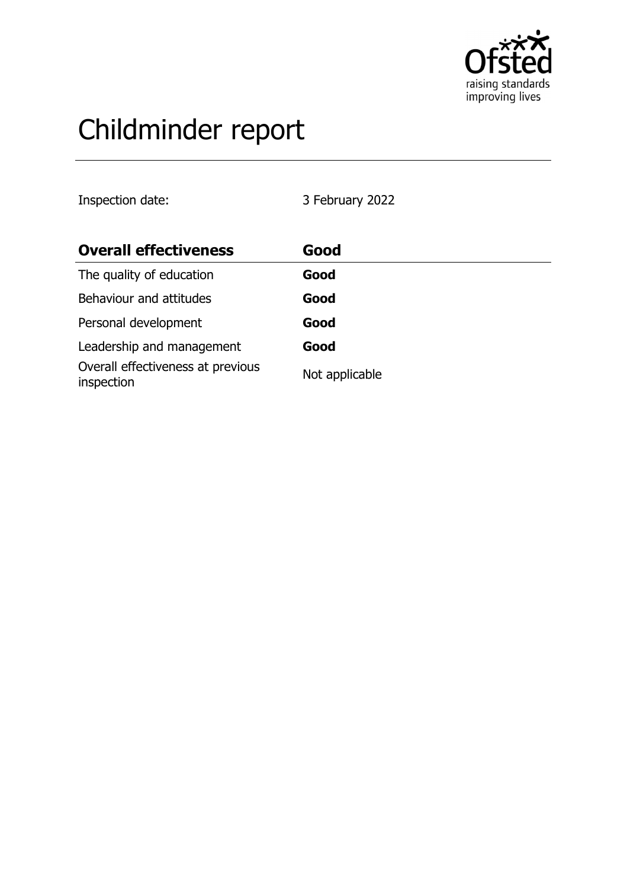# Childminder report

Inspection date: 3 February 2022

| Overall effectiveness | Good |
|---|---|
| The quality of education | **Good** |
| Behaviour and attitudes | **Good** |
| Personal development | **Good** |
| Leadership and management | **Good** |
| Overall effectiveness at previous inspection | Not applicable |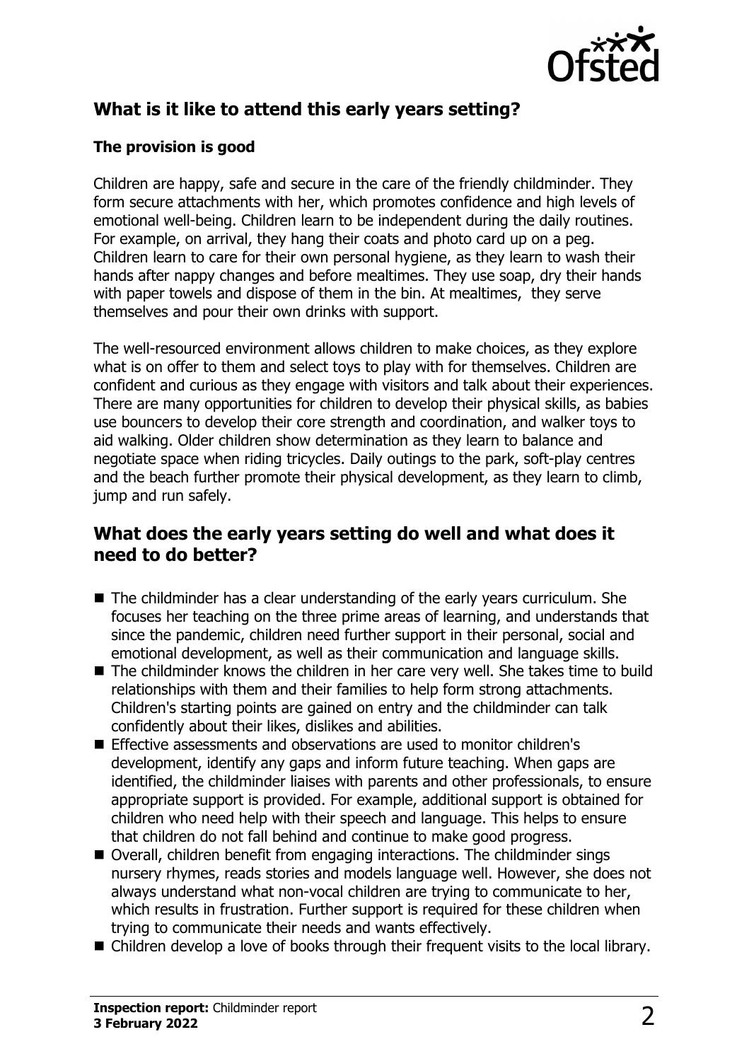## What is it like to attend this early years setting?

### The provision is good

Children are happy, safe and secure in the care of the friendly childminder. They form secure attachments with her, which promotes confidence and high levels of emotional well-being. Children learn to be independent during the daily routines. For example, on arrival, they hang their coats and photo card up on a peg. Children learn to care for their own personal hygiene, as they learn to wash their hands after nappy changes and before mealtimes. They use soap, dry their hands with paper towels and dispose of them in the bin. At mealtimes, they serve themselves and pour their own drinks with support.

The well-resourced environment allows children to make choices, as they explore what is on offer to them and select toys to play with for themselves. Children are confident and curious as they engage with visitors and talk about their experiences. There are many opportunities for children to develop their physical skills, as babies use bouncers to develop their core strength and coordination, and walker toys to aid walking. Older children show determination as they learn to balance and negotiate space when riding tricycles. Daily outings to the park, soft-play centres and the beach further promote their physical development, as they learn to climb, jump and run safely.

## What does the early years setting do well and what does it need to do better?

- The childminder has a clear understanding of the early years curriculum. She focuses her teaching on the three prime areas of learning, and understands that since the pandemic, children need further support in their personal, social and emotional development, as well as their communication and language skills.
- The childminder knows the children in her care very well. She takes time to build relationships with them and their families to help form strong attachments. Children's starting points are gained on entry and the childminder can talk confidently about their likes, dislikes and abilities.
- Effective assessments and observations are used to monitor children's development, identify any gaps and inform future teaching. When gaps are identified, the childminder liaises with parents and other professionals, to ensure appropriate support is provided. For example, additional support is obtained for children who need help with their speech and language. This helps to ensure that children do not fall behind and continue to make good progress.
- Overall, children benefit from engaging interactions. The childminder sings nursery rhymes, reads stories and models language well. However, she does not always understand what non-vocal children are trying to communicate to her, which results in frustration. Further support is required for these children when trying to communicate their needs and wants effectively.
- Children develop a love of books through their frequent visits to the local library.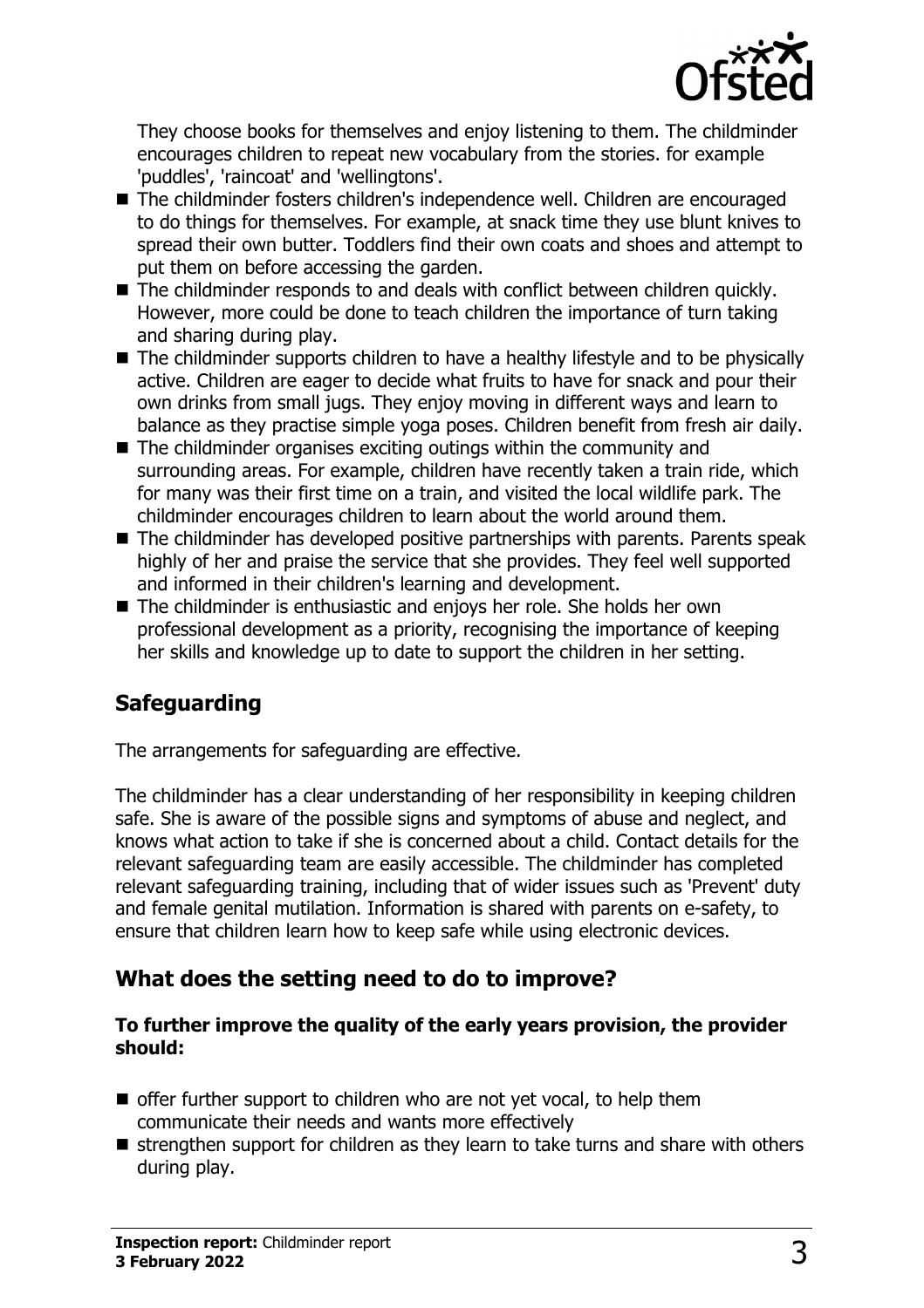They choose books for themselves and enjoy listening to them. The childminder encourages children to repeat new vocabulary from the stories. for example 'puddles', 'raincoat' and 'wellingtons'.

- The childminder fosters children's independence well. Children are encouraged to do things for themselves. For example, at snack time they use blunt knives to spread their own butter. Toddlers find their own coats and shoes and attempt to put them on before accessing the garden.
- The childminder responds to and deals with conflict between children quickly. However, more could be done to teach children the importance of turn taking and sharing during play.
- The childminder supports children to have a healthy lifestyle and to be physically active. Children are eager to decide what fruits to have for snack and pour their own drinks from small jugs. They enjoy moving in different ways and learn to balance as they practise simple yoga poses. Children benefit from fresh air daily.
- The childminder organises exciting outings within the community and surrounding areas. For example, children have recently taken a train ride, which for many was their first time on a train, and visited the local wildlife park. The childminder encourages children to learn about the world around them.
- The childminder has developed positive partnerships with parents. Parents speak highly of her and praise the service that she provides. They feel well supported and informed in their children's learning and development.
- The childminder is enthusiastic and enjoys her role. She holds her own professional development as a priority, recognising the importance of keeping her skills and knowledge up to date to support the children in her setting.

## Safeguarding

The arrangements for safeguarding are effective.

The childminder has a clear understanding of her responsibility in keeping children safe. She is aware of the possible signs and symptoms of abuse and neglect, and knows what action to take if she is concerned about a child. Contact details for the relevant safeguarding team are easily accessible. The childminder has completed relevant safeguarding training, including that of wider issues such as 'Prevent' duty and female genital mutilation. Information is shared with parents on e-safety, to ensure that children learn how to keep safe while using electronic devices.

## What does the setting need to do to improve?

**To further improve the quality of the early years provision, the provider should:**

- offer further support to children who are not yet vocal, to help them communicate their needs and wants more effectively
- strengthen support for children as they learn to take turns and share with others during play.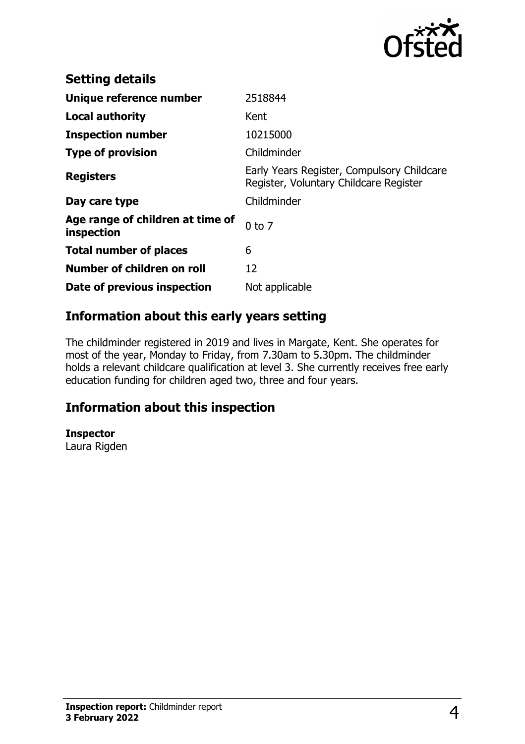## Setting details

| | |
|---|---|
| **Unique reference number** | 2518844 |
| **Local authority** | Kent |
| **Inspection number** | 10215000 |
| **Type of provision** | Childminder |
| **Registers** | Early Years Register, Compulsory Childcare Register, Voluntary Childcare Register |
| **Day care type** | Childminder |
| **Age range of children at time of inspection** | 0 to 7 |
| **Total number of places** | 6 |
| **Number of children on roll** | 12 |
| **Date of previous inspection** | Not applicable |

## Information about this early years setting

The childminder registered in 2019 and lives in Margate, Kent. She operates for most of the year, Monday to Friday, from 7.30am to 5.30pm. The childminder holds a relevant childcare qualification at level 3. She currently receives free early education funding for children aged two, three and four years.

## Information about this inspection

**Inspector**
Laura Rigden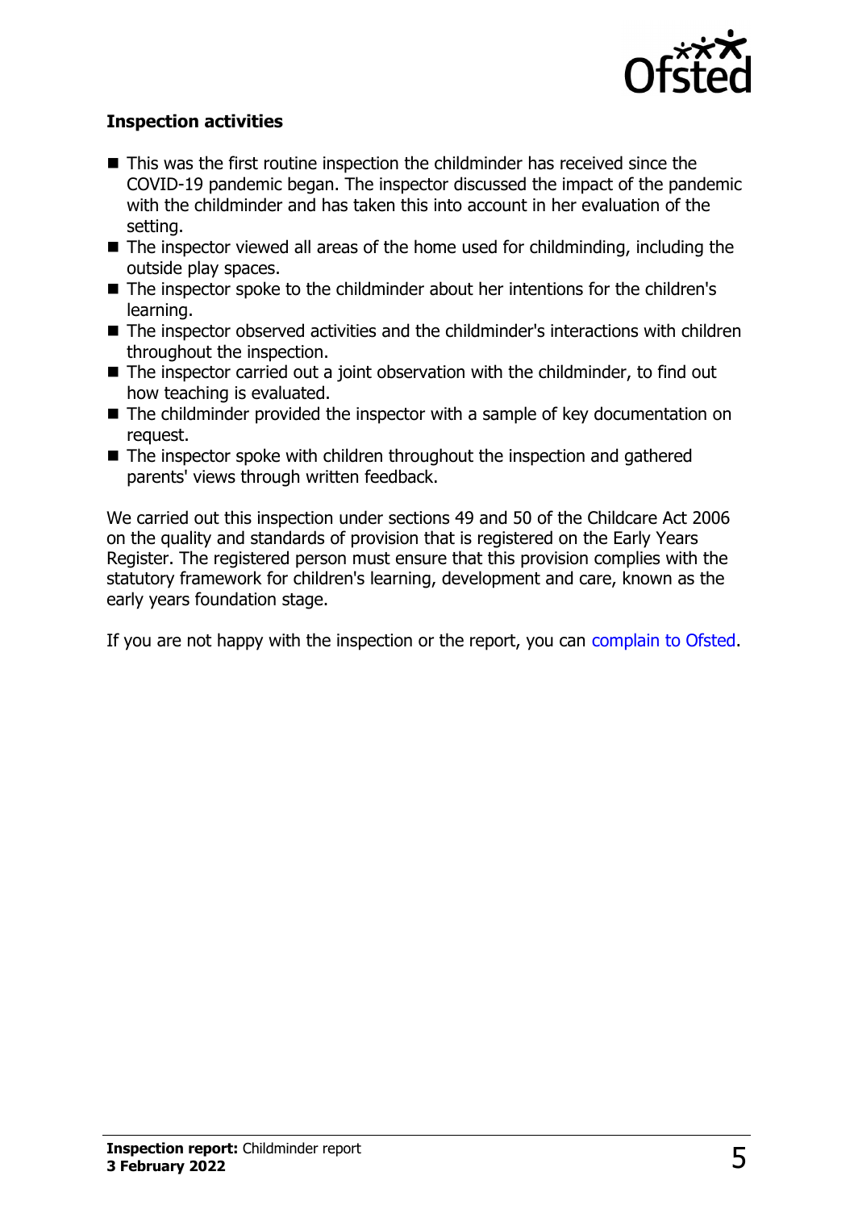### Inspection activities

- This was the first routine inspection the childminder has received since the COVID-19 pandemic began. The inspector discussed the impact of the pandemic with the childminder and has taken this into account in her evaluation of the setting.
- The inspector viewed all areas of the home used for childminding, including the outside play spaces.
- The inspector spoke to the childminder about her intentions for the children's learning.
- The inspector observed activities and the childminder's interactions with children throughout the inspection.
- The inspector carried out a joint observation with the childminder, to find out how teaching is evaluated.
- The childminder provided the inspector with a sample of key documentation on request.
- The inspector spoke with children throughout the inspection and gathered parents' views through written feedback.

We carried out this inspection under sections 49 and 50 of the Childcare Act 2006 on the quality and standards of provision that is registered on the Early Years Register. The registered person must ensure that this provision complies with the statutory framework for children's learning, development and care, known as the early years foundation stage.

If you are not happy with the inspection or the report, you can complain to Ofsted.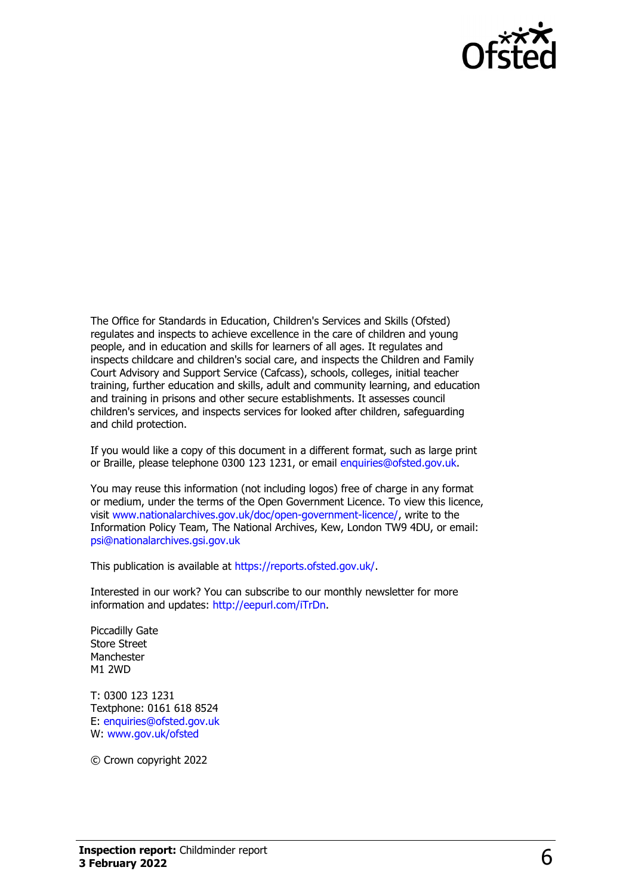The Office for Standards in Education, Children's Services and Skills (Ofsted) regulates and inspects to achieve excellence in the care of children and young people, and in education and skills for learners of all ages. It regulates and inspects childcare and children's social care, and inspects the Children and Family Court Advisory and Support Service (Cafcass), schools, colleges, initial teacher training, further education and skills, adult and community learning, and education and training in prisons and other secure establishments. It assesses council children's services, and inspects services for looked after children, safeguarding and child protection.

If you would like a copy of this document in a different format, such as large print or Braille, please telephone 0300 123 1231, or email enquiries@ofsted.gov.uk.

You may reuse this information (not including logos) free of charge in any format or medium, under the terms of the Open Government Licence. To view this licence, visit www.nationalarchives.gov.uk/doc/open-government-licence/, write to the Information Policy Team, The National Archives, Kew, London TW9 4DU, or email: psi@nationalarchives.gsi.gov.uk

This publication is available at https://reports.ofsted.gov.uk/.

Interested in our work? You can subscribe to our monthly newsletter for more information and updates: http://eepurl.com/iTrDn.

Piccadilly Gate  
Store Street  
Manchester  
M1 2WD

T: 0300 123 1231  
Textphone: 0161 618 8524  
E: enquiries@ofsted.gov.uk  
W: www.gov.uk/ofsted

© Crown copyright 2022